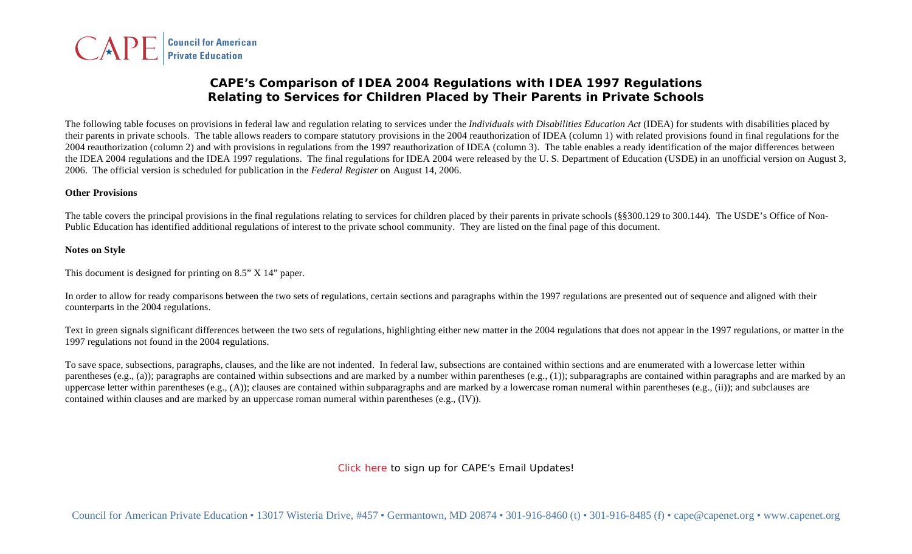CAPE | Council for American Private Education

# CAPE's Comparison of IDEA 2004 Regulations with IDEA 1997 Regulations Relating to Services for Children Placed by Their Parents in Private Schools

The following table focuses on provisions in federal law and regulation relating to services under the *Individuals with Disabilities Education Act* (IDEA) for students with disabilities placed by their parents in private schools. The table allows readers to compare statutory provisions in the 2004 reauthorization of IDEA (column 1) with related provisions found in final regulations for the 2004 reauthorization (column 2) and with provisions in regulations from the 1997 reauthorization of IDEA (column 3). The table enables a ready identification of the major differences between the IDEA 2004 regulations and the IDEA 1997 regulations. The final regulations for IDEA 2004 were released by the U. S. Department of Education (USDE) in an unofficial version on August 3, 2006. The official version is scheduled for publication in the *Federal Register* on August 14, 2006.

**Other Provisions**

The table covers the principal provisions in the final regulations relating to services for children placed by their parents in private schools (§§300.129 to 300.144). The USDE's Office of Non-Public Education has identified additional regulations of interest to the private school community. They are listed on the final page of this document.

**Notes on Style**

This document is designed for printing on 8.5" X 14" paper.

In order to allow for ready comparisons between the two sets of regulations, certain sections and paragraphs within the 1997 regulations are presented out of sequence and aligned with their counterparts in the 2004 regulations.

Text in green signals significant differences between the two sets of regulations, highlighting either new matter in the 2004 regulations that does not appear in the 1997 regulations, or matter in the 1997 regulations not found in the 2004 regulations.

To save space, subsections, paragraphs, clauses, and the like are not indented. In federal law, subsections are contained within sections and are enumerated with a lowercase letter within parentheses (e.g., (a)); paragraphs are contained within subsections and are marked by a number within parentheses (e.g., (1)); subparagraphs are contained within paragraphs and are marked by an uppercase letter within parentheses (e.g., (A)); clauses are contained within subparagraphs and are marked by a lowercase roman numeral within parentheses (e.g., (ii)); and subclauses are contained within clauses and are marked by an uppercase roman numeral within parentheses (e.g., (IV)).

Click here to sign up for CAPE's Email Updates!

Council for American Private Education • 13017 Wisteria Drive, #457 • Germantown, MD 20874 • 301-916-8460 (t) • 301-916-8485 (f) • cape@capenet.org • www.capenet.org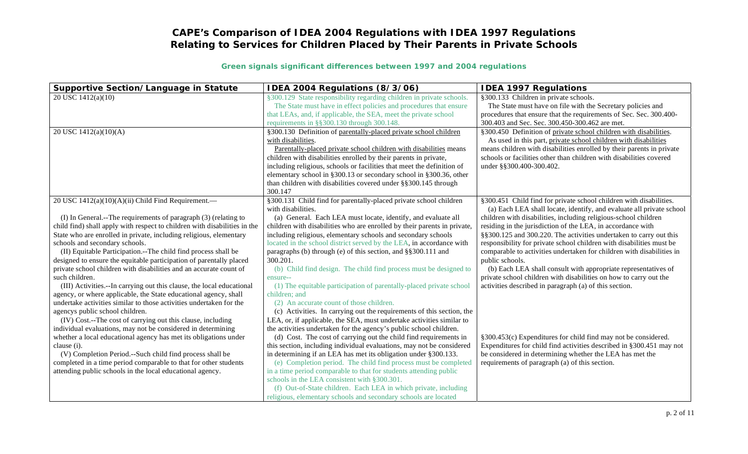# CAPE's Comparison of IDEA 2004 Regulations with IDEA 1997 Regulations Relating to Services for Children Placed by Their Parents in Private Schools

**Green signals significant differences between 1997 and 2004 regulations**

| Supportive Section/Language in Statute | IDEA 2004 Regulations (8/3/06) | IDEA 1997 Regulations |
|---|---|---|
| 20 USC 1412(a)(10) | §300.129 State responsibility regarding children in private schools.<br>The State must have in effect policies and procedures that ensure that LEAs, and, if applicable, the SEA, meet the private school requirements in §§300.130 through 300.148. | §300.133 Children in private schools.<br>The State must have on file with the Secretary policies and procedures that ensure that the requirements of Sec. Sec. 300.400-300.403 and Sec. Sec. 300.450-300.462 are met. |
| 20 USC 1412(a)(10)(A) | §300.130 Definition of parentally-placed private school children with disabilities.<br>Parentally-placed private school children with disabilities means children with disabilities enrolled by their parents in private, including religious, schools or facilities that meet the definition of elementary school in §300.13 or secondary school in §300.36, other than children with disabilities covered under §§300.145 through 300.147 | §300.450 Definition of private school children with disabilities.<br>As used in this part, private school children with disabilities means children with disabilities enrolled by their parents in private schools or facilities other than children with disabilities covered under §§300.400-300.402. |
| 20 USC 1412(a)(10)(A)(ii) Child Find Requirement.—<br><br>(I) In General.--The requirements of paragraph (3) (relating to child find) shall apply with respect to children with disabilities in the State who are enrolled in private, including religious, elementary schools and secondary schools.<br>(II) Equitable Participation.--The child find process shall be designed to ensure the equitable participation of parentally placed private school children with disabilities and an accurate count of such children.<br>(III) Activities.--In carrying out this clause, the local educational agency, or where applicable, the State educational agency, shall undertake activities similar to those activities undertaken for the agencys public school children.<br>(IV) Cost.--The cost of carrying out this clause, including individual evaluations, may not be considered in determining whether a local educational agency has met its obligations under clause (i).<br>(V) Completion Period.--Such child find process shall be completed in a time period comparable to that for other students attending public schools in the local educational agency. | §300.131 Child find for parentally-placed private school children with disabilities.<br>(a) General. Each LEA must locate, identify, and evaluate all children with disabilities who are enrolled by their parents in private, including religious, elementary schools and secondary schools located in the school district served by the LEA, in accordance with paragraphs (b) through (e) of this section, and §§300.111 and 300.201.<br>(b) Child find design. The child find process must be designed to ensure--<br>(1) The equitable participation of parentally-placed private school children; and<br>(2) An accurate count of those children.<br>(c) Activities. In carrying out the requirements of this section, the LEA, or, if applicable, the SEA, must undertake activities similar to the activities undertaken for the agency's public school children.<br>(d) Cost. The cost of carrying out the child find requirements in this section, including individual evaluations, may not be considered in determining if an LEA has met its obligation under §300.133.<br>(e) Completion period. The child find process must be completed in a time period comparable to that for students attending public schools in the LEA consistent with §300.301.<br>(f) Out-of-State children. Each LEA in which private, including religious, elementary schools and secondary schools are located | §300.451 Child find for private school children with disabilities.<br>(a) Each LEA shall locate, identify, and evaluate all private school children with disabilities, including religious-school children residing in the jurisdiction of the LEA, in accordance with §§300.125 and 300.220. The activities undertaken to carry out this responsibility for private school children with disabilities must be comparable to activities undertaken for children with disabilities in public schools.<br>(b) Each LEA shall consult with appropriate representatives of private school children with disabilities on how to carry out the activities described in paragraph (a) of this section.<br><br>§300.453(c) Expenditures for child find may not be considered. Expenditures for child find activities described in §300.451 may not be considered in determining whether the LEA has met the requirements of paragraph (a) of this section. |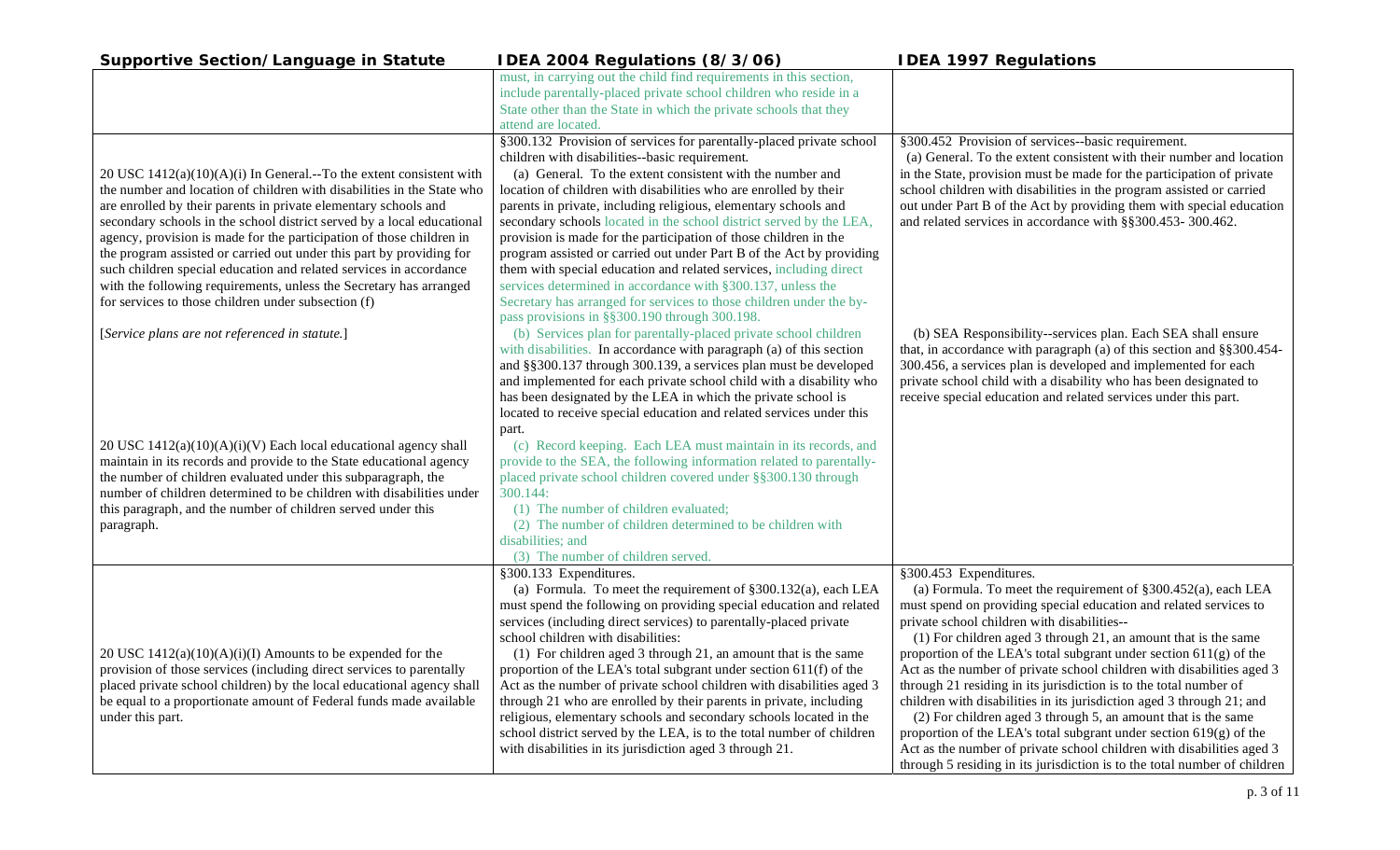| Supportive Section/Language in Statute | IDEA 2004 Regulations (8/3/06) | IDEA 1997 Regulations |
|---|---|---|
| | must, in carrying out the child find requirements in this section, include parentally-placed private school children who reside in a State other than the State in which the private schools that they attend are located. | |
| 20 USC 1412(a)(10)(A)(i) In General.--To the extent consistent with the number and location of children with disabilities in the State who are enrolled by their parents in private elementary schools and secondary schools in the school district served by a local educational agency, provision is made for the participation of those children in the program assisted or carried out under this part by providing for such children special education and related services in accordance with the following requirements, unless the Secretary has arranged for services to those children under subsection (f)<br><br>*[Service plans are not referenced in statute.]*<br><br>20 USC 1412(a)(10)(A)(i)(V) Each local educational agency shall maintain in its records and provide to the State educational agency the number of children evaluated under this subparagraph, the number of children determined to be children with disabilities under this paragraph, and the number of children served under this paragraph. | §300.132 Provision of services for parentally-placed private school children with disabilities--basic requirement.<br>(a) General. To the extent consistent with the number and location of children with disabilities who are enrolled by their parents in private, including religious, elementary schools and secondary schools located in the school district served by the LEA, provision is made for the participation of those children in the program assisted or carried out under Part B of the Act by providing them with special education and related services, including direct services determined in accordance with §300.137, unless the Secretary has arranged for services to those children under the by-pass provisions in §§300.190 through 300.198.<br>(b) Services plan for parentally-placed private school children with disabilities. In accordance with paragraph (a) of this section and §§300.137 through 300.139, a services plan must be developed and implemented for each private school child with a disability who has been designated by the LEA in which the private school is located to receive special education and related services under this part.<br>(c) Record keeping. Each LEA must maintain in its records, and provide to the SEA, the following information related to parentally-placed private school children covered under §§300.130 through 300.144:<br>(1) The number of children evaluated;<br>(2) The number of children determined to be children with disabilities; and<br>(3) The number of children served. | §300.452 Provision of services--basic requirement.<br>(a) General. To the extent consistent with their number and location in the State, provision must be made for the participation of private school children with disabilities in the program assisted or carried out under Part B of the Act by providing them with special education and related services in accordance with §§300.453- 300.462.<br><br>(b) SEA Responsibility--services plan. Each SEA shall ensure that, in accordance with paragraph (a) of this section and §§300.454-300.456, a services plan is developed and implemented for each private school child with a disability who has been designated to receive special education and related services under this part. |
| 20 USC 1412(a)(10)(A)(i)(I) Amounts to be expended for the provision of those services (including direct services to parentally placed private school children) by the local educational agency shall be equal to a proportionate amount of Federal funds made available under this part. | §300.133 Expenditures.<br>(a) Formula. To meet the requirement of §300.132(a), each LEA must spend the following on providing special education and related services (including direct services) to parentally-placed private school children with disabilities:<br>(1) For children aged 3 through 21, an amount that is the same proportion of the LEA's total subgrant under section 611(f) of the Act as the number of private school children with disabilities aged 3 through 21 who are enrolled by their parents in private, including religious, elementary schools and secondary schools located in the school district served by the LEA, is to the total number of children with disabilities in its jurisdiction aged 3 through 21. | §300.453 Expenditures.<br>(a) Formula. To meet the requirement of §300.452(a), each LEA must spend on providing special education and related services to private school children with disabilities--<br>(1) For children aged 3 through 21, an amount that is the same proportion of the LEA's total subgrant under section 611(g) of the Act as the number of private school children with disabilities aged 3 through 21 residing in its jurisdiction is to the total number of children with disabilities in its jurisdiction aged 3 through 21; and<br>(2) For children aged 3 through 5, an amount that is the same proportion of the LEA's total subgrant under section 619(g) of the Act as the number of private school children with disabilities aged 3 through 5 residing in its jurisdiction is to the total number of children |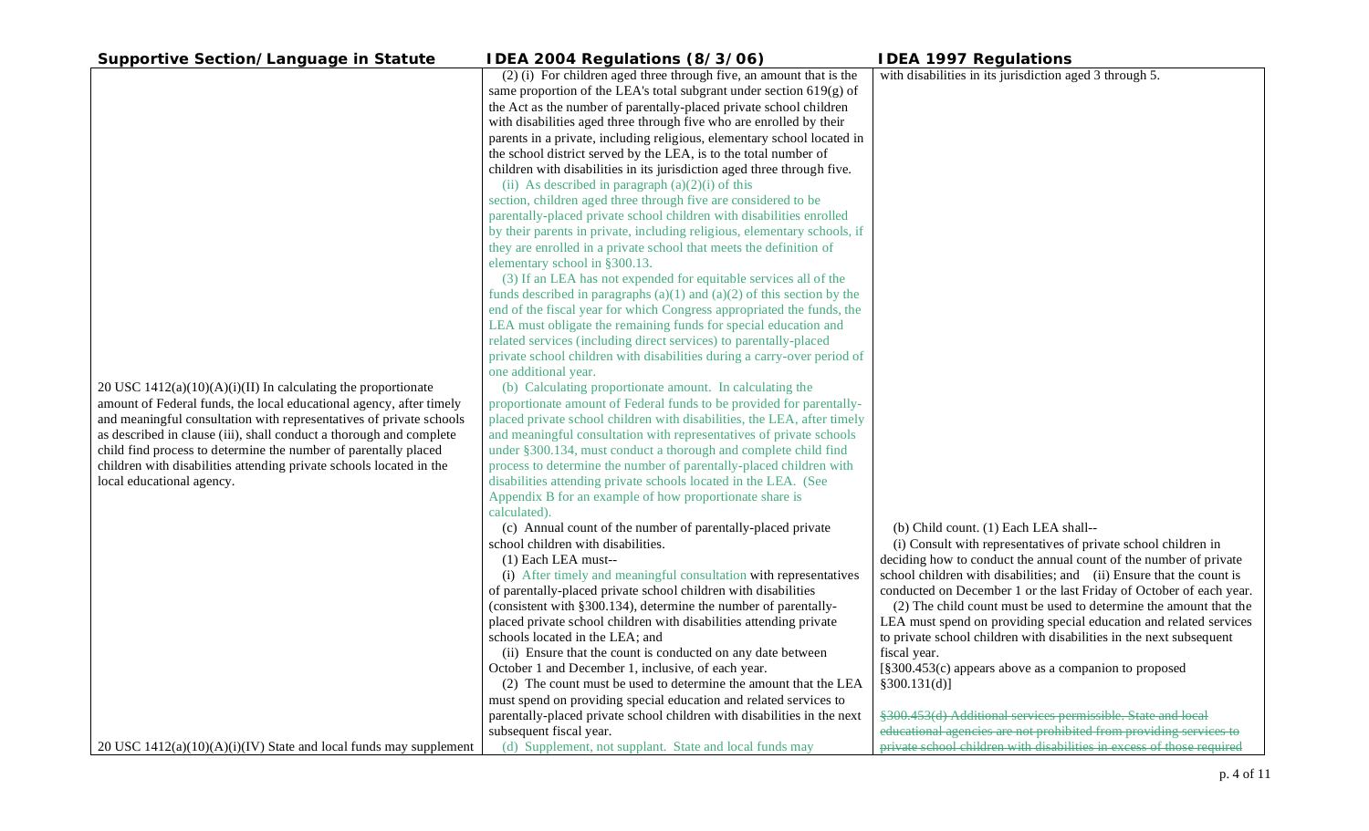| Supportive Section/Language in Statute | IDEA 2004 Regulations (8/3/06) | IDEA 1997 Regulations |
|---|---|---|
| | (2) (i) For children aged three through five, an amount that is the same proportion of the LEA's total subgrant under section 619(g) of the Act as the number of parentally-placed private school children with disabilities aged three through five who are enrolled by their parents in a private, including religious, elementary school located in the school district served by the LEA, is to the total number of children with disabilities in its jurisdiction aged three through five.<br>(ii) As described in paragraph (a)(2)(i) of this section, children aged three through five are considered to be parentally-placed private school children with disabilities enrolled by their parents in private, including religious, elementary schools, if they are enrolled in a private school that meets the definition of elementary school in §300.13.<br>(3) If an LEA has not expended for equitable services all of the funds described in paragraphs (a)(1) and (a)(2) of this section by the end of the fiscal year for which Congress appropriated the funds, the LEA must obligate the remaining funds for special education and related services (including direct services) to parentally-placed private school children with disabilities during a carry-over period of one additional year. | with disabilities in its jurisdiction aged 3 through 5. |
| 20 USC 1412(a)(10)(A)(i)(II) In calculating the proportionate amount of Federal funds, the local educational agency, after timely and meaningful consultation with representatives of private schools as described in clause (iii), shall conduct a thorough and complete child find process to determine the number of parentally placed children with disabilities attending private schools located in the local educational agency. | (b) Calculating proportionate amount. In calculating the proportionate amount of Federal funds to be provided for parentally-placed private school children with disabilities, the LEA, after timely and meaningful consultation with representatives of private schools under §300.134, must conduct a thorough and complete child find process to determine the number of parentally-placed children with disabilities attending private schools located in the LEA. (See Appendix B for an example of how proportionate share is calculated). | |
| | (c) Annual count of the number of parentally-placed private school children with disabilities.<br>(1) Each LEA must--<br>(i) After timely and meaningful consultation with representatives of parentally-placed private school children with disabilities (consistent with §300.134), determine the number of parentally-placed private school children with disabilities attending private schools located in the LEA; and<br>(ii) Ensure that the count is conducted on any date between October 1 and December 1, inclusive, of each year.<br>(2) The count must be used to determine the amount that the LEA must spend on providing special education and related services to parentally-placed private school children with disabilities in the next subsequent fiscal year. | (b) Child count. (1) Each LEA shall--<br>(i) Consult with representatives of private school children in deciding how to conduct the annual count of the number of private school children with disabilities; and (ii) Ensure that the count is conducted on December 1 or the last Friday of October of each year.<br>(2) The child count must be used to determine the amount that the LEA must spend on providing special education and related services to private school children with disabilities in the next subsequent fiscal year.<br>[§300.453(c) appears above as a companion to proposed §300.131(d)]<br><br>~~§300.453(d) Additional services permissible. State and local educational agencies are not prohibited from providing services to private school children with disabilities in excess of those required~~ |
| 20 USC 1412(a)(10)(A)(i)(IV) State and local funds may supplement | (d) Supplement, not supplant. State and local funds may | |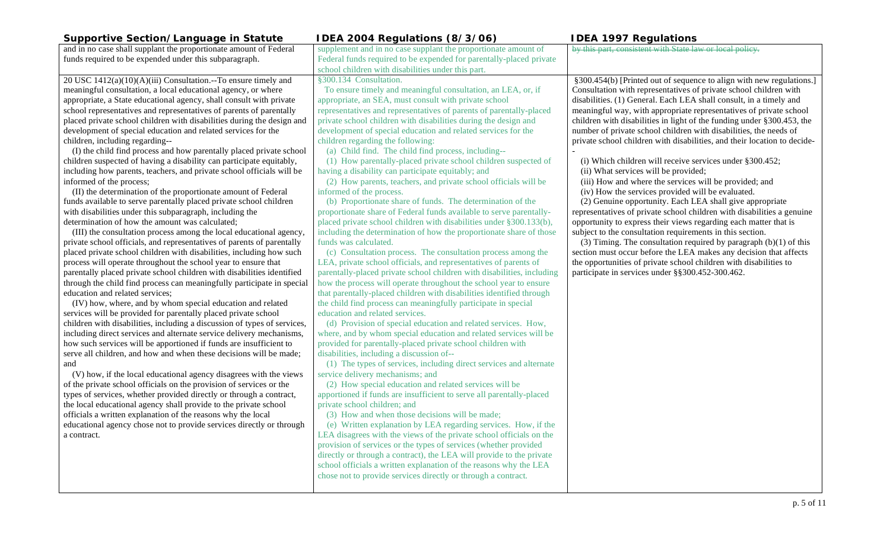| Supportive Section/Language in Statute | IDEA 2004 Regulations (8/3/06) | IDEA 1997 Regulations |
|---|---|---|
| and in no case shall supplant the proportionate amount of Federal funds required to be expended under this subparagraph. | supplement and in no case supplant the proportionate amount of Federal funds required to be expended for parentally-placed private school children with disabilities under this part. | ~~by this part, consistent with State law or local policy.~~ |
| 20 USC 1412(a)(10)(A)(iii) Consultation.--To ensure timely and meaningful consultation, a local educational agency, or where appropriate, a State educational agency, shall consult with private school representatives and representatives of parents of parentally placed private school children with disabilities during the design and development of special education and related services for the children, including regarding--<br>(I) the child find process and how parentally placed private school children suspected of having a disability can participate equitably, including how parents, teachers, and private school officials will be informed of the process;<br>(II) the determination of the proportionate amount of Federal funds available to serve parentally placed private school children with disabilities under this subparagraph, including the determination of how the amount was calculated;<br>(III) the consultation process among the local educational agency, private school officials, and representatives of parents of parentally placed private school children with disabilities, including how such process will operate throughout the school year to ensure that parentally placed private school children with disabilities identified through the child find process can meaningfully participate in special education and related services;<br>(IV) how, where, and by whom special education and related services will be provided for parentally placed private school children with disabilities, including a discussion of types of services, including direct services and alternate service delivery mechanisms, how such services will be apportioned if funds are insufficient to serve all children, and how and when these decisions will be made; and<br>(V) how, if the local educational agency disagrees with the views of the private school officials on the provision of services or the types of services, whether provided directly or through a contract, the local educational agency shall provide to the private school officials a written explanation of the reasons why the local educational agency chose not to provide services directly or through a contract. | §300.134 Consultation.<br>To ensure timely and meaningful consultation, an LEA, or, if appropriate, an SEA, must consult with private school representatives and representatives of parents of parentally-placed private school children with disabilities during the design and development of special education and related services for the children regarding the following:<br>(a) Child find. The child find process, including--<br>(1) How parentally-placed private school children suspected of having a disability can participate equitably; and<br>(2) How parents, teachers, and private school officials will be informed of the process.<br>(b) Proportionate share of funds. The determination of the proportionate share of Federal funds available to serve parentally-placed private school children with disabilities under §300.133(b), including the determination of how the proportionate share of those funds was calculated.<br>(c) Consultation process. The consultation process among the LEA, private school officials, and representatives of parents of parentally-placed private school children with disabilities, including how the process will operate throughout the school year to ensure that parentally-placed children with disabilities identified through the child find process can meaningfully participate in special education and related services.<br>(d) Provision of special education and related services. How, where, and by whom special education and related services will be provided for parentally-placed private school children with disabilities, including a discussion of--<br>(1) The types of services, including direct services and alternate service delivery mechanisms; and<br>(2) How special education and related services will be apportioned if funds are insufficient to serve all parentally-placed private school children; and<br>(3) How and when those decisions will be made;<br>(e) Written explanation by LEA regarding services. How, if the LEA disagrees with the views of the private school officials on the provision of services or the types of services (whether provided directly or through a contract), the LEA will provide to the private school officials a written explanation of the reasons why the LEA chose not to provide services directly or through a contract. | §300.454(b) [Printed out of sequence to align with new regulations.] Consultation with representatives of private school children with disabilities. (1) General. Each LEA shall consult, in a timely and meaningful way, with appropriate representatives of private school children with disabilities in light of the funding under §300.453, the number of private school children with disabilities, the needs of private school children with disabilities, and their location to decide--<br>(i) Which children will receive services under §300.452;<br>(ii) What services will be provided;<br>(iii) How and where the services will be provided; and<br>(iv) How the services provided will be evaluated.<br>(2) Genuine opportunity. Each LEA shall give appropriate representatives of private school children with disabilities a genuine opportunity to express their views regarding each matter that is subject to the consultation requirements in this section.<br>(3) Timing. The consultation required by paragraph (b)(1) of this section must occur before the LEA makes any decision that affects the opportunities of private school children with disabilities to participate in services under §§300.452-300.462. |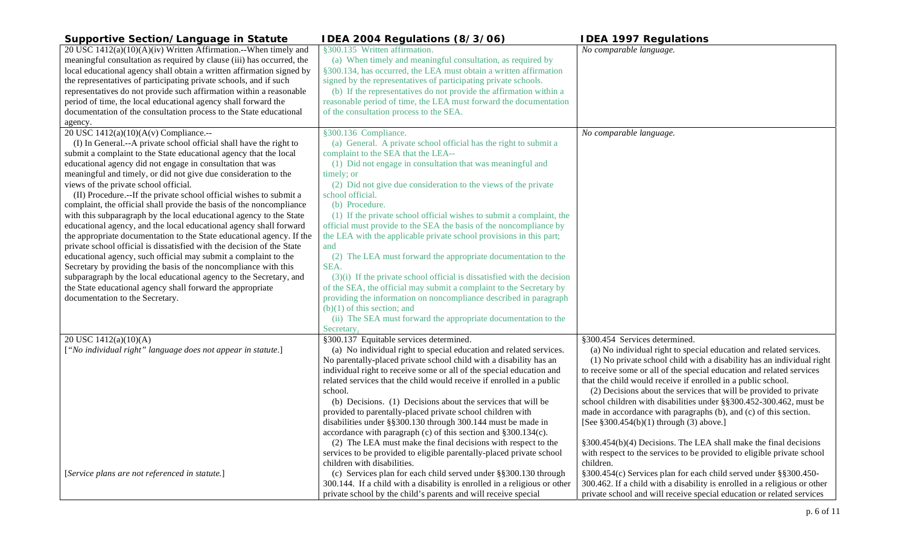| Supportive Section/Language in Statute | IDEA 2004 Regulations (8/3/06) | IDEA 1997 Regulations |
| --- | --- | --- |
| 20 USC 1412(a)(10)(A)(iv) Written Affirmation.--When timely and meaningful consultation as required by clause (iii) has occurred, the local educational agency shall obtain a written affirmation signed by the representatives of participating private schools, and if such representatives do not provide such affirmation within a reasonable period of time, the local educational agency shall forward the documentation of the consultation process to the State educational agency. | §300.135 Written affirmation.<br>(a) When timely and meaningful consultation, as required by §300.134, has occurred, the LEA must obtain a written affirmation signed by the representatives of participating private schools.<br>(b) If the representatives do not provide the affirmation within a reasonable period of time, the LEA must forward the documentation of the consultation process to the SEA. | *No comparable language.* |
| 20 USC 1412(a)(10)(A(v) Compliance.--<br>(I) In General.--A private school official shall have the right to submit a complaint to the State educational agency that the local educational agency did not engage in consultation that was meaningful and timely, or did not give due consideration to the views of the private school official.<br>(II) Procedure.--If the private school official wishes to submit a complaint, the official shall provide the basis of the noncompliance with this subparagraph by the local educational agency to the State educational agency, and the local educational agency shall forward the appropriate documentation to the State educational agency. If the private school official is dissatisfied with the decision of the State educational agency, such official may submit a complaint to the Secretary by providing the basis of the noncompliance with this subparagraph by the local educational agency to the Secretary, and the State educational agency shall forward the appropriate documentation to the Secretary. | §300.136 Compliance.<br>(a) General. A private school official has the right to submit a complaint to the SEA that the LEA--<br>(1) Did not engage in consultation that was meaningful and timely; or<br>(2) Did not give due consideration to the views of the private school official.<br>(b) Procedure.<br>(1) If the private school official wishes to submit a complaint, the official must provide to the SEA the basis of the noncompliance by the LEA with the applicable private school provisions in this part; and<br>(2) The LEA must forward the appropriate documentation to the SEA.<br>(3)(i) If the private school official is dissatisfied with the decision of the SEA, the official may submit a complaint to the Secretary by providing the information on noncompliance described in paragraph (b)(1) of this section; and<br>(ii) The SEA must forward the appropriate documentation to the Secretary. | *No comparable language.* |
| 20 USC 1412(a)(10)(A)<br>[*"No individual right" language does not appear in statute.*]<br><br><br><br><br><br><br><br><br>[*Service plans are not referenced in statute.*] | §300.137 Equitable services determined.<br>(a) No individual right to special education and related services. No parentally-placed private school child with a disability has an individual right to receive some or all of the special education and related services that the child would receive if enrolled in a public school.<br>(b) Decisions. (1) Decisions about the services that will be provided to parentally-placed private school children with disabilities under §§300.130 through 300.144 must be made in accordance with paragraph (c) of this section and §300.134(c).<br>(2) The LEA must make the final decisions with respect to the services to be provided to eligible parentally-placed private school children with disabilities.<br>(c) Services plan for each child served under §§300.130 through 300.144. If a child with a disability is enrolled in a religious or other private school by the child's parents and will receive special | §300.454 Services determined.<br>(a) No individual right to special education and related services.<br>(1) No private school child with a disability has an individual right to receive some or all of the special education and related services that the child would receive if enrolled in a public school.<br>(2) Decisions about the services that will be provided to private school children with disabilities under §§300.452-300.462, must be made in accordance with paragraphs (b), and (c) of this section.<br>[See §300.454(b)(1) through (3) above.]<br><br>§300.454(b)(4) Decisions. The LEA shall make the final decisions with respect to the services to be provided to eligible private school children.<br>§300.454(c) Services plan for each child served under §§300.450-300.462. If a child with a disability is enrolled in a religious or other private school and will receive special education or related services |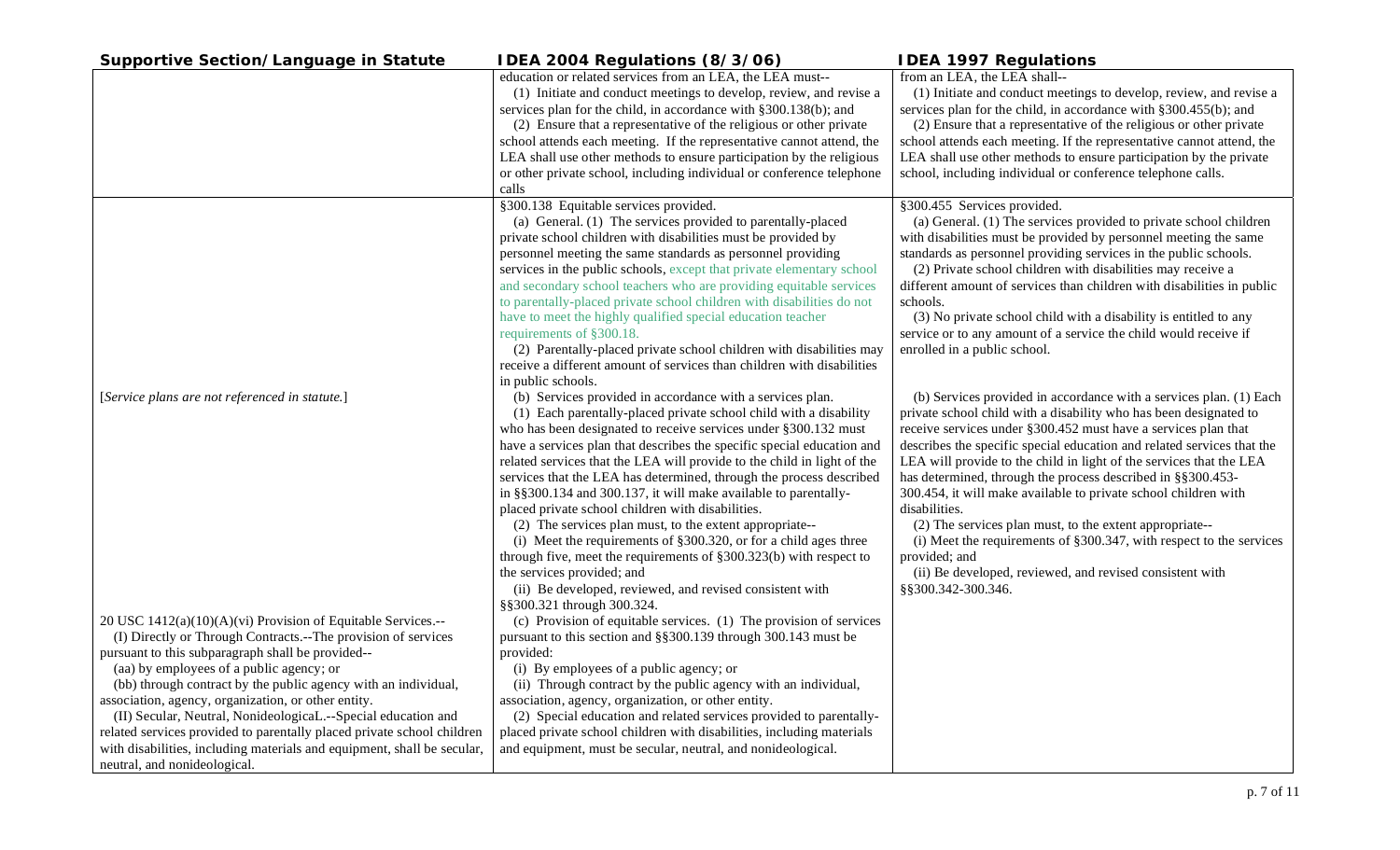| Supportive Section/Language in Statute | IDEA 2004 Regulations (8/3/06) | IDEA 1997 Regulations |
|---|---|---|
| | education or related services from an LEA, the LEA must--<br>(1) Initiate and conduct meetings to develop, review, and revise a services plan for the child, in accordance with §300.138(b); and<br>(2) Ensure that a representative of the religious or other private school attends each meeting. If the representative cannot attend, the LEA shall use other methods to ensure participation by the religious or other private school, including individual or conference telephone calls | from an LEA, the LEA shall--<br>(1) Initiate and conduct meetings to develop, review, and revise a services plan for the child, in accordance with §300.455(b); and<br>(2) Ensure that a representative of the religious or other private school attends each meeting. If the representative cannot attend, the LEA shall use other methods to ensure participation by the private school, including individual or conference telephone calls. |
| <br><br><br><br><br><br><br><br><br><br><br><br>[*Service plans are not referenced in statute.*]<br><br><br><br><br><br><br><br><br><br><br><br><br>20 USC 1412(a)(10)(A)(vi) Provision of Equitable Services.--<br>(I) Directly or Through Contracts.--The provision of services pursuant to this subparagraph shall be provided--<br>(aa) by employees of a public agency; or<br>(bb) through contract by the public agency with an individual, association, agency, organization, or other entity.<br>(II) Secular, Neutral, NonideologicaL.--Special education and related services provided to parentally placed private school children with disabilities, including materials and equipment, shall be secular, neutral, and nonideological. | §300.138 Equitable services provided.<br>(a) General. (1) The services provided to parentally-placed private school children with disabilities must be provided by personnel meeting the same standards as personnel providing services in the public schools, except that private elementary school and secondary school teachers who are providing equitable services to parentally-placed private school children with disabilities do not have to meet the highly qualified special education teacher requirements of §300.18.<br>(2) Parentally-placed private school children with disabilities may receive a different amount of services than children with disabilities in public schools.<br>(b) Services provided in accordance with a services plan.<br>(1) Each parentally-placed private school child with a disability who has been designated to receive services under §300.132 must have a services plan that describes the specific special education and related services that the LEA will provide to the child in light of the services that the LEA has determined, through the process described in §§300.134 and 300.137, it will make available to parentally-placed private school children with disabilities.<br>(2) The services plan must, to the extent appropriate--<br>(i) Meet the requirements of §300.320, or for a child ages three through five, meet the requirements of §300.323(b) with respect to the services provided; and<br>(ii) Be developed, reviewed, and revised consistent with §§300.321 through 300.324.<br>(c) Provision of equitable services. (1) The provision of services pursuant to this section and §§300.139 through 300.143 must be provided:<br>(i) By employees of a public agency; or<br>(ii) Through contract by the public agency with an individual, association, agency, organization, or other entity.<br>(2) Special education and related services provided to parentally-placed private school children with disabilities, including materials and equipment, must be secular, neutral, and nonideological. | §300.455 Services provided.<br>(a) General. (1) The services provided to private school children with disabilities must be provided by personnel meeting the same standards as personnel providing services in the public schools.<br>(2) Private school children with disabilities may receive a different amount of services than children with disabilities in public schools.<br>(3) No private school child with a disability is entitled to any service or to any amount of a service the child would receive if enrolled in a public school.<br><br>(b) Services provided in accordance with a services plan. (1) Each private school child with a disability who has been designated to receive services under §300.452 must have a services plan that describes the specific special education and related services that the LEA will provide to the child in light of the services that the LEA has determined, through the process described in §§300.453-300.454, it will make available to private school children with disabilities.<br>(2) The services plan must, to the extent appropriate--<br>(i) Meet the requirements of §300.347, with respect to the services provided; and<br>(ii) Be developed, reviewed, and revised consistent with §§300.342-300.346. |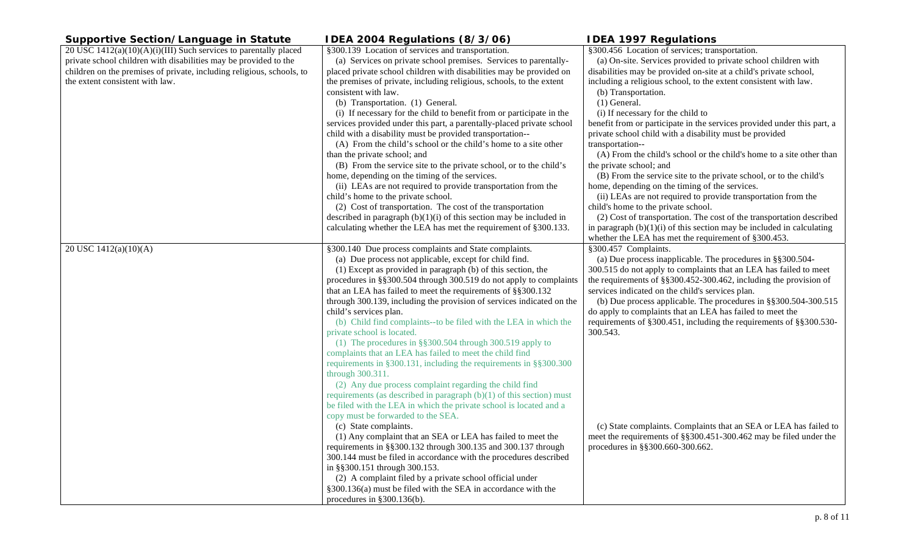| Supportive Section/Language in Statute | IDEA 2004 Regulations (8/3/06) | IDEA 1997 Regulations |
|---|---|---|
| 20 USC 1412(a)(10)(A)(i)(III) Such services to parentally placed private school children with disabilities may be provided to the children on the premises of private, including religious, schools, to the extent consistent with law. | §300.139 Location of services and transportation.<br>(a) Services on private school premises. Services to parentally-placed private school children with disabilities may be provided on the premises of private, including religious, schools, to the extent consistent with law.<br>(b) Transportation. (1) General.<br>(i) If necessary for the child to benefit from or participate in the services provided under this part, a parentally-placed private school child with a disability must be provided transportation--<br>(A) From the child's school or the child's home to a site other than the private school; and<br>(B) From the service site to the private school, or to the child's home, depending on the timing of the services.<br>(ii) LEAs are not required to provide transportation from the child's home to the private school.<br>(2) Cost of transportation. The cost of the transportation described in paragraph (b)(1)(i) of this section may be included in calculating whether the LEA has met the requirement of §300.133. | §300.456 Location of services; transportation.<br>(a) On-site. Services provided to private school children with disabilities may be provided on-site at a child's private school, including a religious school, to the extent consistent with law.<br>(b) Transportation.<br>(1) General.<br>(i) If necessary for the child to benefit from or participate in the services provided under this part, a private school child with a disability must be provided transportation--<br>(A) From the child's school or the child's home to a site other than the private school; and<br>(B) From the service site to the private school, or to the child's home, depending on the timing of the services.<br>(ii) LEAs are not required to provide transportation from the child's home to the private school.<br>(2) Cost of transportation. The cost of the transportation described in paragraph (b)(1)(i) of this section may be included in calculating whether the LEA has met the requirement of §300.453. |
| 20 USC 1412(a)(10)(A) | §300.140 Due process complaints and State complaints.<br>(a) Due process not applicable, except for child find.<br>(1) Except as provided in paragraph (b) of this section, the procedures in §§300.504 through 300.519 do not apply to complaints that an LEA has failed to meet the requirements of §§300.132 through 300.139, including the provision of services indicated on the child's services plan.<br>(b) Child find complaints--to be filed with the LEA in which the private school is located.<br>(1) The procedures in §§300.504 through 300.519 apply to complaints that an LEA has failed to meet the child find requirements in §300.131, including the requirements in §§300.300 through 300.311.<br>(2) Any due process complaint regarding the child find requirements (as described in paragraph (b)(1) of this section) must be filed with the LEA in which the private school is located and a copy must be forwarded to the SEA.<br>(c) State complaints.<br>(1) Any complaint that an SEA or LEA has failed to meet the requirements in §§300.132 through 300.135 and 300.137 through 300.144 must be filed in accordance with the procedures described in §§300.151 through 300.153.<br>(2) A complaint filed by a private school official under §300.136(a) must be filed with the SEA in accordance with the procedures in §300.136(b). | §300.457 Complaints.<br>(a) Due process inapplicable. The procedures in §§300.504-300.515 do not apply to complaints that an LEA has failed to meet the requirements of §§300.452-300.462, including the provision of services indicated on the child's services plan.<br>(b) Due process applicable. The procedures in §§300.504-300.515 do apply to complaints that an LEA has failed to meet the requirements of §300.451, including the requirements of §§300.530-300.543.<br>(c) State complaints. Complaints that an SEA or LEA has failed to meet the requirements of §§300.451-300.462 may be filed under the procedures in §§300.660-300.662. |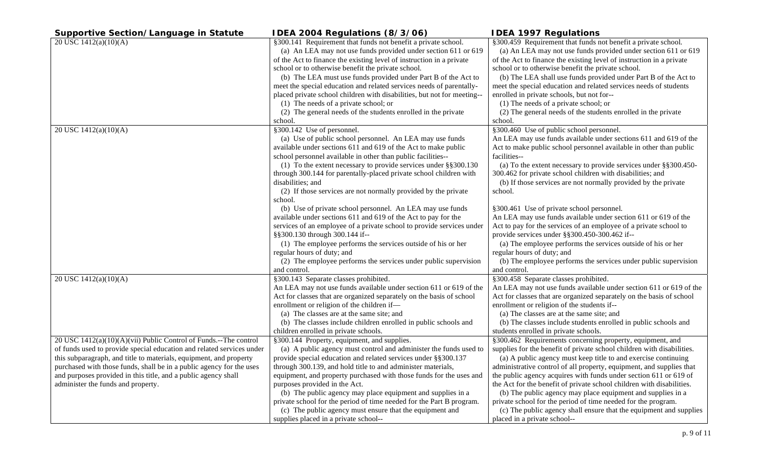| Supportive Section/Language in Statute | IDEA 2004 Regulations (8/3/06) | IDEA 1997 Regulations |
| --- | --- | --- |
| 20 USC 1412(a)(10)(A) | §300.141 Requirement that funds not benefit a private school.<br>(a) An LEA may not use funds provided under section 611 or 619 of the Act to finance the existing level of instruction in a private school or to otherwise benefit the private school.<br>(b) The LEA must use funds provided under Part B of the Act to meet the special education and related services needs of parentally-placed private school children with disabilities, but not for meeting--<br>(1) The needs of a private school; or<br>(2) The general needs of the students enrolled in the private school. | §300.459 Requirement that funds not benefit a private school.<br>(a) An LEA may not use funds provided under section 611 or 619 of the Act to finance the existing level of instruction in a private school or to otherwise benefit the private school.<br>(b) The LEA shall use funds provided under Part B of the Act to meet the special education and related services needs of students enrolled in private schools, but not for--<br>(1) The needs of a private school; or<br>(2) The general needs of the students enrolled in the private school. |
| 20 USC 1412(a)(10)(A) | §300.142 Use of personnel.<br>(a) Use of public school personnel. An LEA may use funds available under sections 611 and 619 of the Act to make public school personnel available in other than public facilities--<br>(1) To the extent necessary to provide services under §§300.130 through 300.144 for parentally-placed private school children with disabilities; and<br>(2) If those services are not normally provided by the private school.<br>(b) Use of private school personnel. An LEA may use funds available under sections 611 and 619 of the Act to pay for the services of an employee of a private school to provide services under §§300.130 through 300.144 if--<br>(1) The employee performs the services outside of his or her regular hours of duty; and<br>(2) The employee performs the services under public supervision and control. | §300.460 Use of public school personnel.<br>An LEA may use funds available under sections 611 and 619 of the Act to make public school personnel available in other than public facilities--<br>(a) To the extent necessary to provide services under §§300.450-300.462 for private school children with disabilities; and<br>(b) If those services are not normally provided by the private school.<br><br>§300.461 Use of private school personnel.<br>An LEA may use funds available under section 611 or 619 of the Act to pay for the services of an employee of a private school to provide services under §§300.450-300.462 if--<br>(a) The employee performs the services outside of his or her regular hours of duty; and<br>(b) The employee performs the services under public supervision and control. |
| 20 USC 1412(a)(10)(A) | §300.143 Separate classes prohibited.<br>An LEA may not use funds available under section 611 or 619 of the Act for classes that are organized separately on the basis of school enrollment or religion of the children if—<br>(a) The classes are at the same site; and<br>(b) The classes include children enrolled in public schools and children enrolled in private schools. | §300.458 Separate classes prohibited.<br>An LEA may not use funds available under section 611 or 619 of the Act for classes that are organized separately on the basis of school enrollment or religion of the students if--<br>(a) The classes are at the same site; and<br>(b) The classes include students enrolled in public schools and students enrolled in private schools. |
| 20 USC 1412(a)(10)(A)(vii) Public Control of Funds.--The control of funds used to provide special education and related services under this subparagraph, and title to materials, equipment, and property purchased with those funds, shall be in a public agency for the uses and purposes provided in this title, and a public agency shall administer the funds and property. | §300.144 Property, equipment, and supplies.<br>(a) A public agency must control and administer the funds used to provide special education and related services under §§300.137 through 300.139, and hold title to and administer materials, equipment, and property purchased with those funds for the uses and purposes provided in the Act.<br>(b) The public agency may place equipment and supplies in a private school for the period of time needed for the Part B program.<br>(c) The public agency must ensure that the equipment and supplies placed in a private school-- | §300.462 Requirements concerning property, equipment, and supplies for the benefit of private school children with disabilities.<br>(a) A public agency must keep title to and exercise continuing administrative control of all property, equipment, and supplies that the public agency acquires with funds under section 611 or 619 of the Act for the benefit of private school children with disabilities.<br>(b) The public agency may place equipment and supplies in a private school for the period of time needed for the program.<br>(c) The public agency shall ensure that the equipment and supplies placed in a private school-- |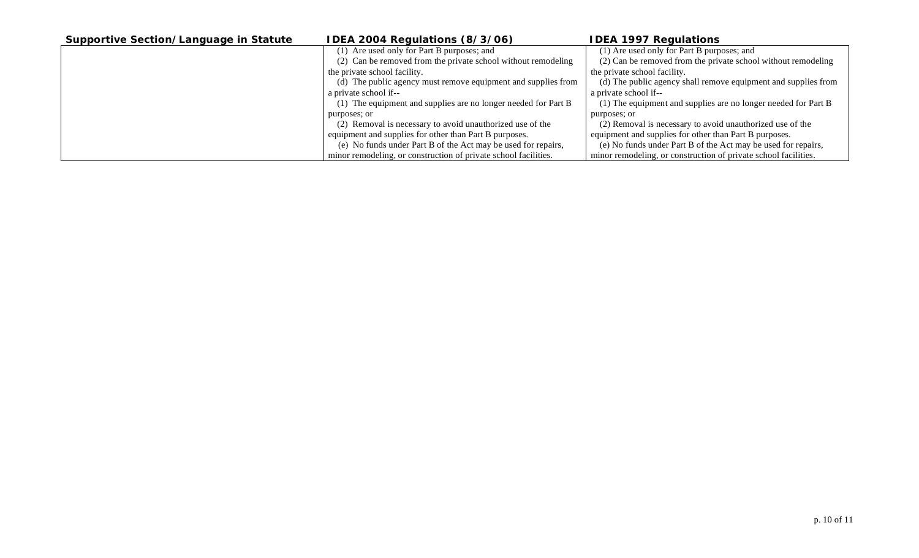| Supportive Section/Language in Statute | IDEA 2004 Regulations (8/3/06) | IDEA 1997 Regulations |
| --- | --- | --- |
| | (1) Are used only for Part B purposes; and<br>(2) Can be removed from the private school without remodeling the private school facility.<br>(d) The public agency must remove equipment and supplies from a private school if--<br>(1) The equipment and supplies are no longer needed for Part B purposes; or<br>(2) Removal is necessary to avoid unauthorized use of the equipment and supplies for other than Part B purposes.<br>(e) No funds under Part B of the Act may be used for repairs, minor remodeling, or construction of private school facilities. | (1) Are used only for Part B purposes; and<br>(2) Can be removed from the private school without remodeling the private school facility.<br>(d) The public agency shall remove equipment and supplies from a private school if--<br>(1) The equipment and supplies are no longer needed for Part B purposes; or<br>(2) Removal is necessary to avoid unauthorized use of the equipment and supplies for other than Part B purposes.<br>(e) No funds under Part B of the Act may be used for repairs, minor remodeling, or construction of private school facilities. |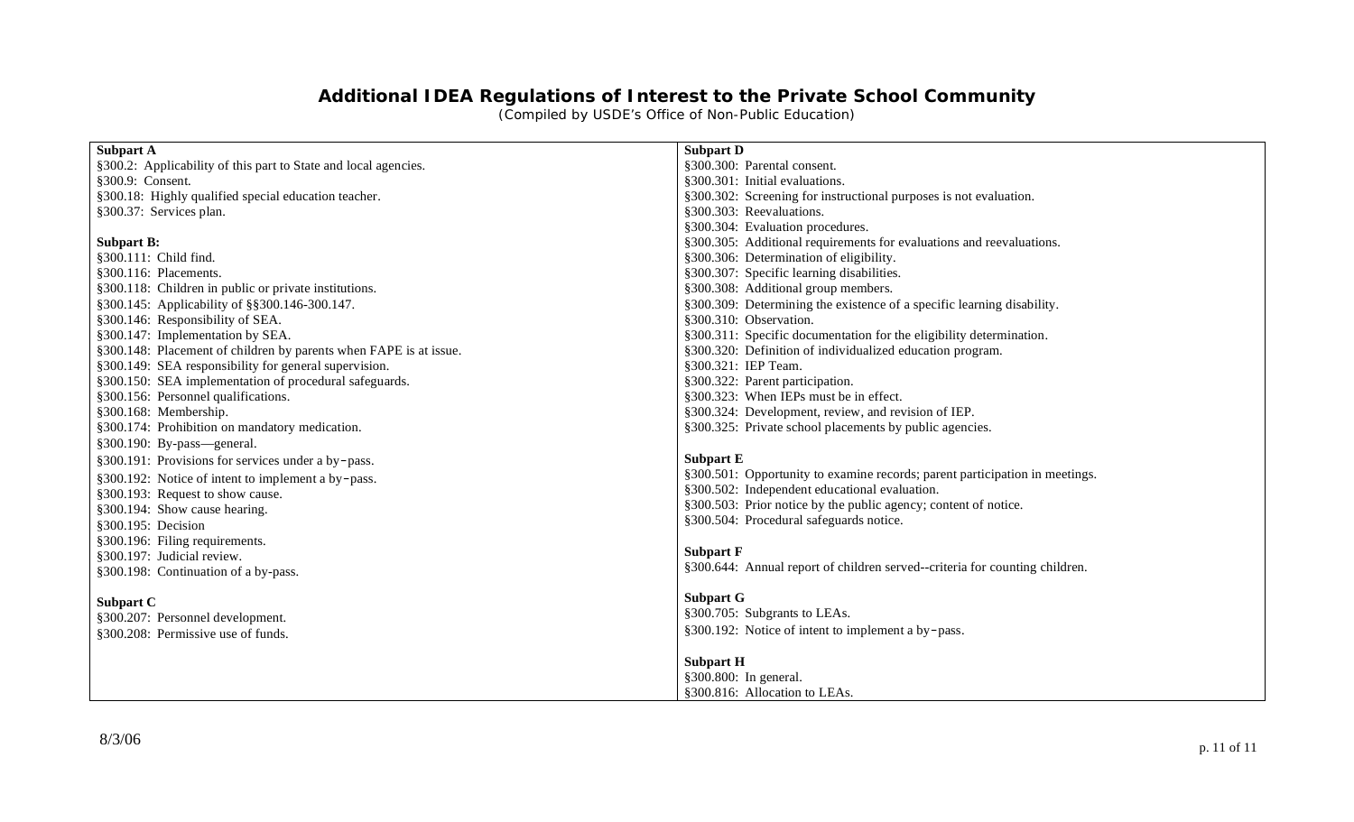# Additional IDEA Regulations of Interest to the Private School Community

*(Compiled by USDE's Office of Non-Public Education)*

**Subpart A**

§300.2: Applicability of this part to State and local agencies.
§300.9: Consent.
§300.18: Highly qualified special education teacher.
§300.37: Services plan.

**Subpart B:**

§300.111: Child find.
§300.116: Placements.
§300.118: Children in public or private institutions.
§300.145: Applicability of §§300.146-300.147.
§300.146: Responsibility of SEA.
§300.147: Implementation by SEA.
§300.148: Placement of children by parents when FAPE is at issue.
§300.149: SEA responsibility for general supervision.
§300.150: SEA implementation of procedural safeguards.
§300.156: Personnel qualifications.
§300.168: Membership.
§300.174: Prohibition on mandatory medication.
§300.190: By-pass—general.
§300.191: Provisions for services under a by-pass.
§300.192: Notice of intent to implement a by-pass.
§300.193: Request to show cause.
§300.194: Show cause hearing.
§300.195: Decision
§300.196: Filing requirements.
§300.197: Judicial review.
§300.198: Continuation of a by-pass.

**Subpart C**

§300.207: Personnel development.
§300.208: Permissive use of funds.

**Subpart D**

§300.300: Parental consent.
§300.301: Initial evaluations.
§300.302: Screening for instructional purposes is not evaluation.
§300.303: Reevaluations.
§300.304: Evaluation procedures.
§300.305: Additional requirements for evaluations and reevaluations.
§300.306: Determination of eligibility.
§300.307: Specific learning disabilities.
§300.308: Additional group members.
§300.309: Determining the existence of a specific learning disability.
§300.310: Observation.
§300.311: Specific documentation for the eligibility determination.
§300.320: Definition of individualized education program.
§300.321: IEP Team.
§300.322: Parent participation.
§300.323: When IEPs must be in effect.
§300.324: Development, review, and revision of IEP.
§300.325: Private school placements by public agencies.

**Subpart E**

§300.501: Opportunity to examine records; parent participation in meetings.
§300.502: Independent educational evaluation.
§300.503: Prior notice by the public agency; content of notice.
§300.504: Procedural safeguards notice.

**Subpart F**

§300.644: Annual report of children served--criteria for counting children.

**Subpart G**

§300.705: Subgrants to LEAs.
§300.192: Notice of intent to implement a by-pass.

**Subpart H**

§300.800: In general.
§300.816: Allocation to LEAs.

8/3/06